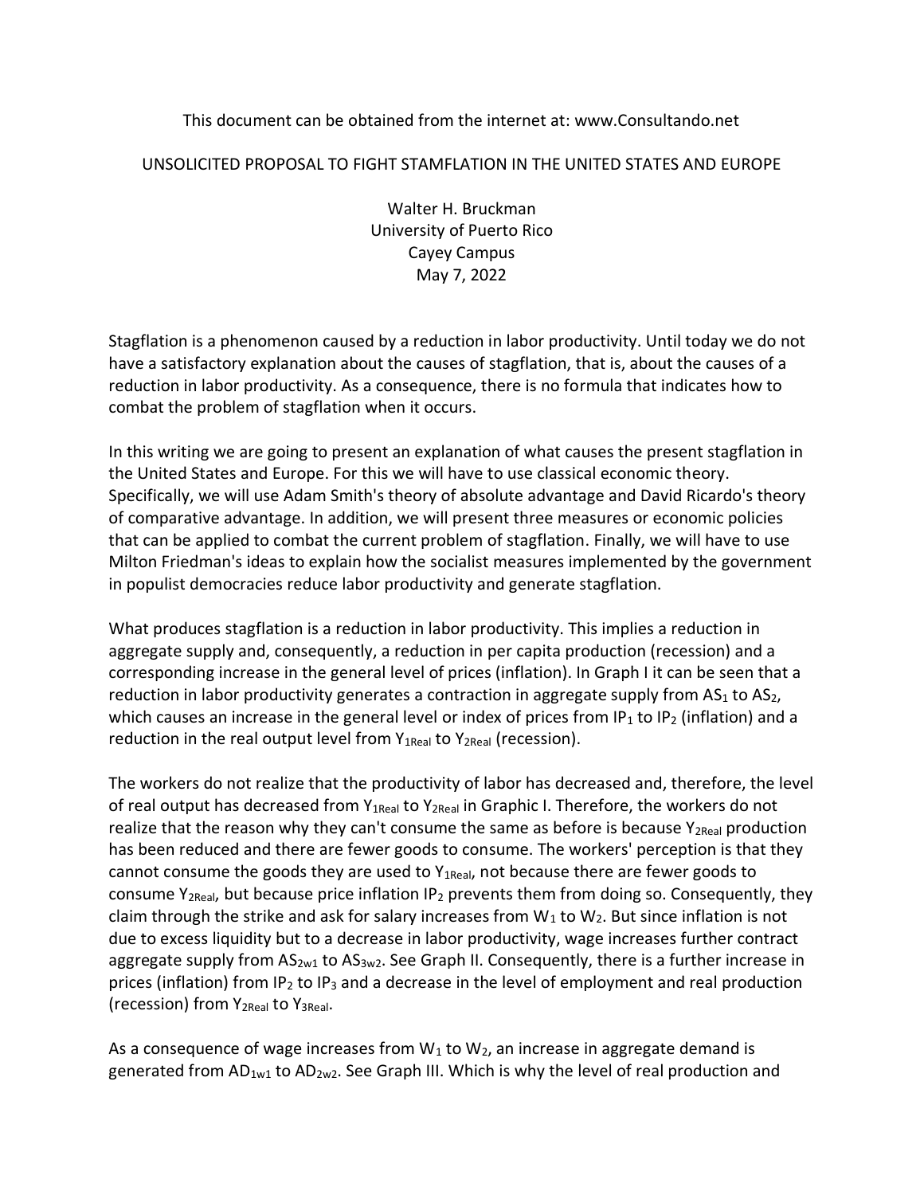This document can be obtained from the internet at: www.Consultando.net

# UNSOLICITED PROPOSAL TO FIGHT STAMFLATION IN THE UNITED STATES AND EUROPE

Walter H. Bruckman
University of Puerto Rico
Cayey Campus
May 7, 2022

Stagflation is a phenomenon caused by a reduction in labor productivity. Until today we do not have a satisfactory explanation about the causes of stagflation, that is, about the causes of a reduction in labor productivity. As a consequence, there is no formula that indicates how to combat the problem of stagflation when it occurs.

In this writing we are going to present an explanation of what causes the present stagflation in the United States and Europe. For this we will have to use classical economic theory. Specifically, we will use Adam Smith's theory of absolute advantage and David Ricardo's theory of comparative advantage. In addition, we will present three measures or economic policies that can be applied to combat the current problem of stagflation. Finally, we will have to use Milton Friedman's ideas to explain how the socialist measures implemented by the government in populist democracies reduce labor productivity and generate stagflation.

What produces stagflation is a reduction in labor productivity. This implies a reduction in aggregate supply and, consequently, a reduction in per capita production (recession) and a corresponding increase in the general level of prices (inflation). In Graph I it can be seen that a reduction in labor productivity generates a contraction in aggregate supply from $AS_1$ to $AS_2$, which causes an increase in the general level or index of prices from $IP_1$ to $IP_2$ (inflation) and a reduction in the real output level from $Y_{1Real}$ to $Y_{2Real}$ (recession).

The workers do not realize that the productivity of labor has decreased and, therefore, the level of real output has decreased from $Y_{1Real}$ to $Y_{2Real}$ in Graphic I. Therefore, the workers do not realize that the reason why they can't consume the same as before is because $Y_{2Real}$ production has been reduced and there are fewer goods to consume. The workers' perception is that they cannot consume the goods they are used to $Y_{1Real}$, not because there are fewer goods to consume $Y_{2Real}$, but because price inflation $IP_2$ prevents them from doing so. Consequently, they claim through the strike and ask for salary increases from $W_1$ to $W_2$. But since inflation is not due to excess liquidity but to a decrease in labor productivity, wage increases further contract aggregate supply from $AS_{2w1}$ to $AS_{3w2}$. See Graph II. Consequently, there is a further increase in prices (inflation) from $IP_2$ to $IP_3$ and a decrease in the level of employment and real production (recession) from $Y_{2Real}$ to $Y_{3Real}$.

As a consequence of wage increases from $W_1$ to $W_2$, an increase in aggregate demand is generated from $AD_{1w1}$ to $AD_{2w2}$. See Graph III. Which is why the level of real production and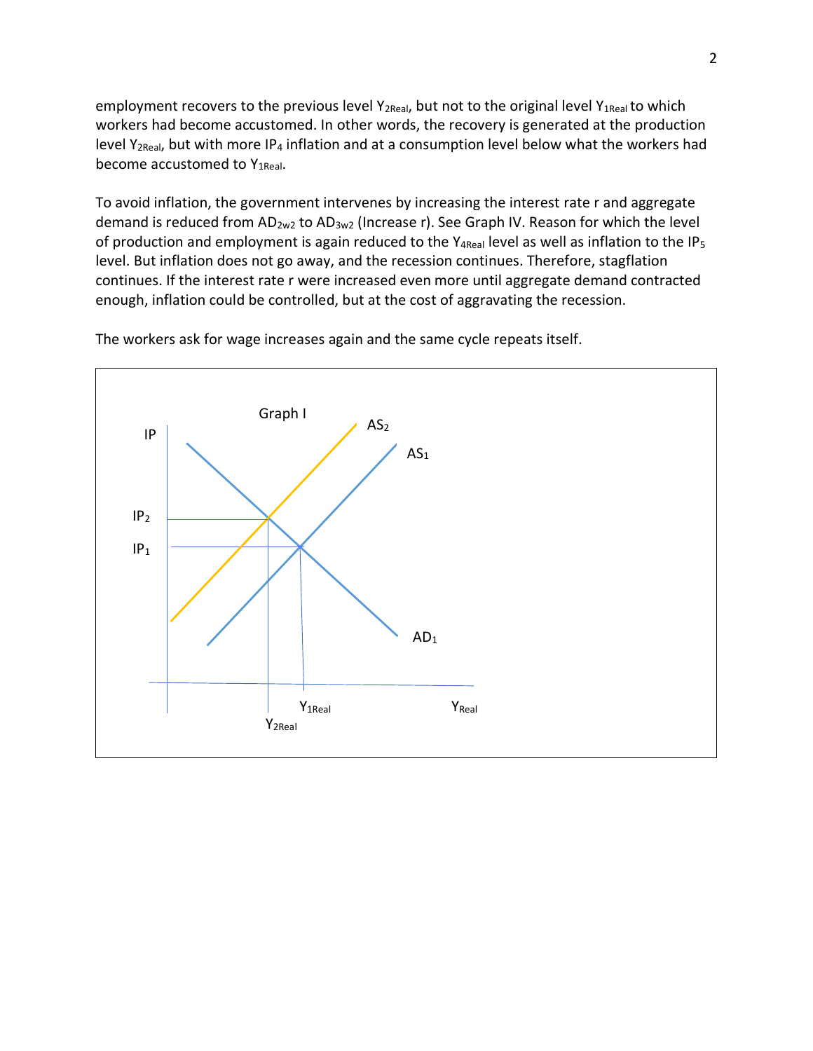employment recovers to the previous level $Y_{2Real}$, but not to the original level $Y_{1Real}$ to which workers had become accustomed. In other words, the recovery is generated at the production level $Y_{2Real}$, but with more $IP_4$ inflation and at a consumption level below what the workers had become accustomed to $Y_{1Real}$.

To avoid inflation, the government intervenes by increasing the interest rate r and aggregate demand is reduced from $AD_{2w2}$ to $AD_{3w2}$ (Increase r). See Graph IV. Reason for which the level of production and employment is again reduced to the $Y_{4Real}$ level as well as inflation to the $IP_5$ level. But inflation does not go away, and the recession continues. Therefore, stagflation continues. If the interest rate r were increased even more until aggregate demand contracted enough, inflation could be controlled, but at the cost of aggravating the recession.

The workers ask for wage increases again and the same cycle repeats itself.

Graph I

IP, $IP_2$, $IP_1$, $AS_2$, $AS_1$, $AD_1$, $Y_{2Real}$, $Y_{1Real}$, $Y_{Real}$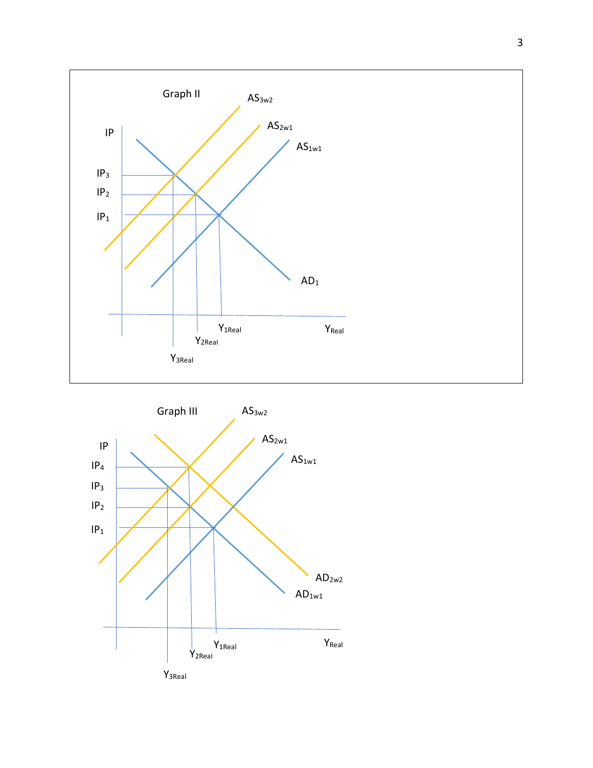Graph II

IP

$IP_3$

$IP_2$

$IP_1$

$AS_{3w2}$

$AS_{2w1}$

$AS_{1w1}$

$AD_1$

$Y_{1Real}$

$Y_{2Real}$

$Y_{3Real}$

$Y_{Real}$

Graph III

IP

$IP_4$

$IP_3$

$IP_2$

$IP_1$

$AS_{3w2}$

$AS_{2w1}$

$AS_{1w1}$

$AD_{2w2}$

$AD_{1w1}$

$Y_{1Real}$

$Y_{2Real}$

$Y_{3Real}$

$Y_{Real}$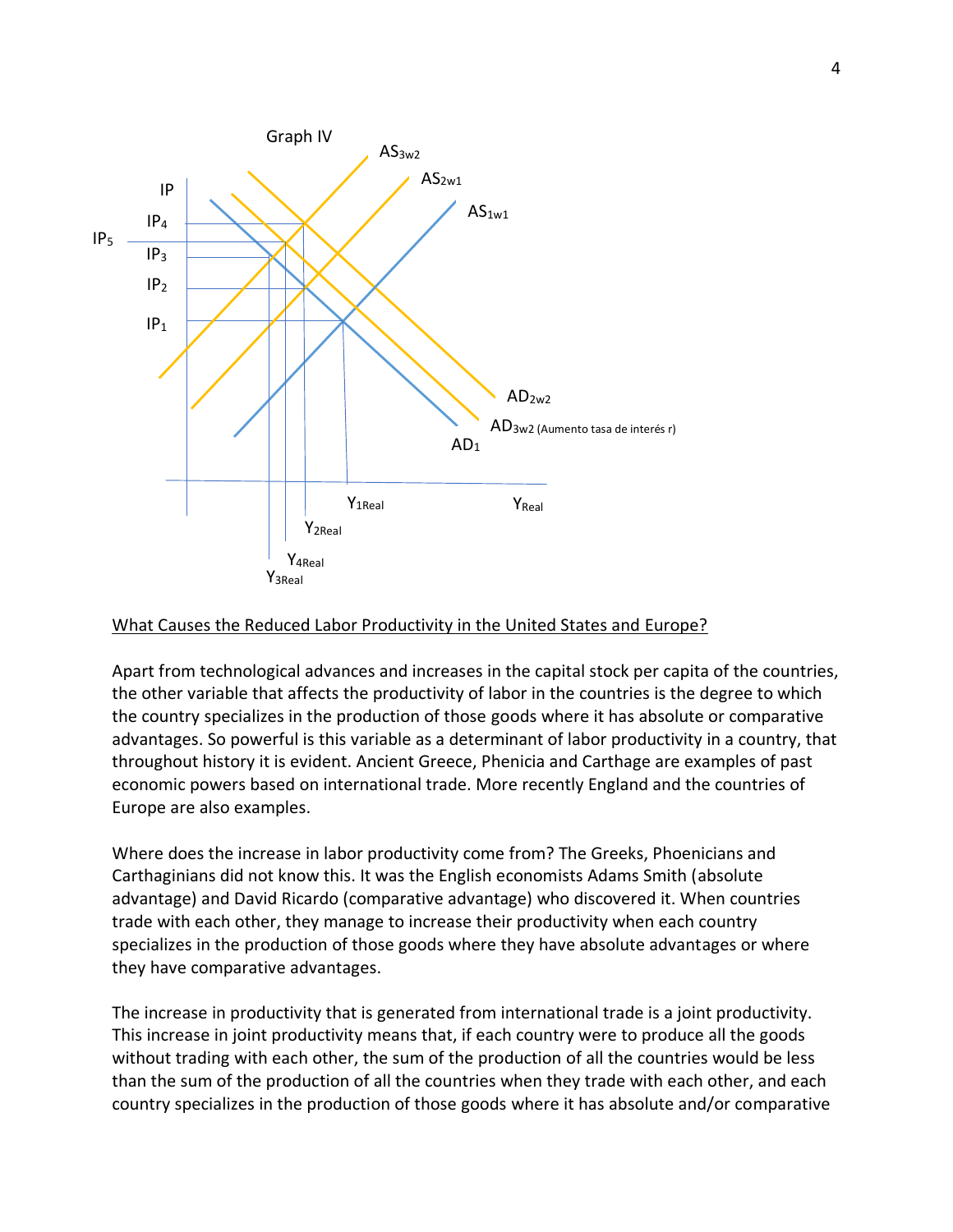Graph IV

<u>What Causes the Reduced Labor Productivity in the United States and Europe?</u>

Apart from technological advances and increases in the capital stock per capita of the countries, the other variable that affects the productivity of labor in the countries is the degree to which the country specializes in the production of those goods where it has absolute or comparative advantages. So powerful is this variable as a determinant of labor productivity in a country, that throughout history it is evident. Ancient Greece, Phenicia and Carthage are examples of past economic powers based on international trade. More recently England and the countries of Europe are also examples.

Where does the increase in labor productivity come from? The Greeks, Phoenicians and Carthaginians did not know this. It was the English economists Adams Smith (absolute advantage) and David Ricardo (comparative advantage) who discovered it. When countries trade with each other, they manage to increase their productivity when each country specializes in the production of those goods where they have absolute advantages or where they have comparative advantages.

The increase in productivity that is generated from international trade is a joint productivity. This increase in joint productivity means that, if each country were to produce all the goods without trading with each other, the sum of the production of all the countries would be less than the sum of the production of all the countries when they trade with each other, and each country specializes in the production of those goods where it has absolute and/or comparative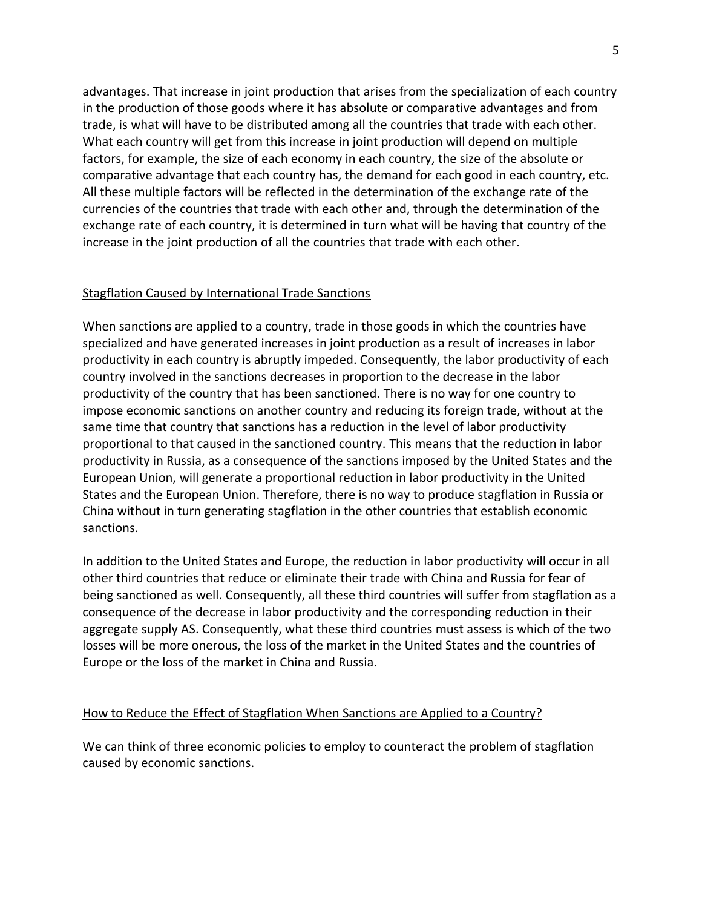advantages. That increase in joint production that arises from the specialization of each country in the production of those goods where it has absolute or comparative advantages and from trade, is what will have to be distributed among all the countries that trade with each other. What each country will get from this increase in joint production will depend on multiple factors, for example, the size of each economy in each country, the size of the absolute or comparative advantage that each country has, the demand for each good in each country, etc. All these multiple factors will be reflected in the determination of the exchange rate of the currencies of the countries that trade with each other and, through the determination of the exchange rate of each country, it is determined in turn what will be having that country of the increase in the joint production of all the countries that trade with each other.

## Stagflation Caused by International Trade Sanctions

When sanctions are applied to a country, trade in those goods in which the countries have specialized and have generated increases in joint production as a result of increases in labor productivity in each country is abruptly impeded. Consequently, the labor productivity of each country involved in the sanctions decreases in proportion to the decrease in the labor productivity of the country that has been sanctioned. There is no way for one country to impose economic sanctions on another country and reducing its foreign trade, without at the same time that country that sanctions has a reduction in the level of labor productivity proportional to that caused in the sanctioned country. This means that the reduction in labor productivity in Russia, as a consequence of the sanctions imposed by the United States and the European Union, will generate a proportional reduction in labor productivity in the United States and the European Union. Therefore, there is no way to produce stagflation in Russia or China without in turn generating stagflation in the other countries that establish economic sanctions.

In addition to the United States and Europe, the reduction in labor productivity will occur in all other third countries that reduce or eliminate their trade with China and Russia for fear of being sanctioned as well. Consequently, all these third countries will suffer from stagflation as a consequence of the decrease in labor productivity and the corresponding reduction in their aggregate supply AS. Consequently, what these third countries must assess is which of the two losses will be more onerous, the loss of the market in the United States and the countries of Europe or the loss of the market in China and Russia.

## How to Reduce the Effect of Stagflation When Sanctions are Applied to a Country?

We can think of three economic policies to employ to counteract the problem of stagflation caused by economic sanctions.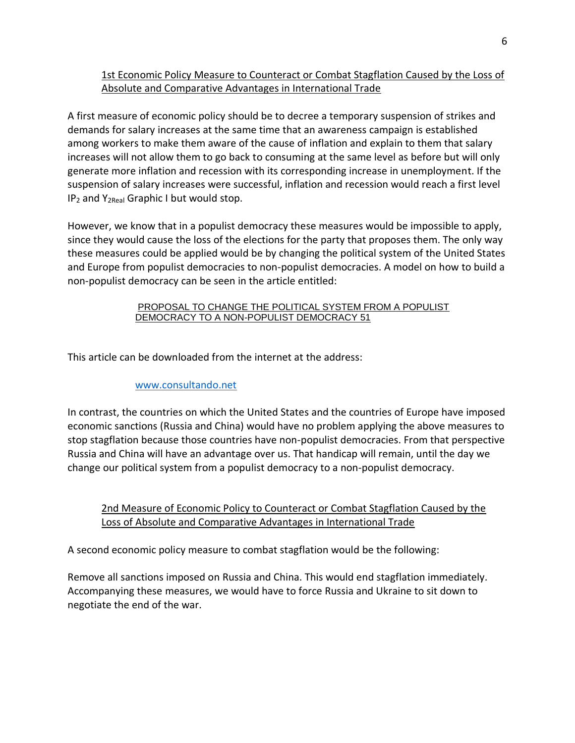## 1st Economic Policy Measure to Counteract or Combat Stagflation Caused by the Loss of Absolute and Comparative Advantages in International Trade

A first measure of economic policy should be to decree a temporary suspension of strikes and demands for salary increases at the same time that an awareness campaign is established among workers to make them aware of the cause of inflation and explain to them that salary increases will not allow them to go back to consuming at the same level as before but will only generate more inflation and recession with its corresponding increase in unemployment. If the suspension of salary increases were successful, inflation and recession would reach a first level $IP_2$ and $Y_{2Real}$ Graphic I but would stop.

However, we know that in a populist democracy these measures would be impossible to apply, since they would cause the loss of the elections for the party that proposes them. The only way these measures could be applied would be by changing the political system of the United States and Europe from populist democracies to non-populist democracies. A model on how to build a non-populist democracy can be seen in the article entitled:

PROPOSAL TO CHANGE THE POLITICAL SYSTEM FROM A POPULIST DEMOCRACY TO A NON-POPULIST DEMOCRACY 51

This article can be downloaded from the internet at the address:

www.consultando.net

In contrast, the countries on which the United States and the countries of Europe have imposed economic sanctions (Russia and China) would have no problem applying the above measures to stop stagflation because those countries have non-populist democracies. From that perspective Russia and China will have an advantage over us. That handicap will remain, until the day we change our political system from a populist democracy to a non-populist democracy.

## 2nd Measure of Economic Policy to Counteract or Combat Stagflation Caused by the Loss of Absolute and Comparative Advantages in International Trade

A second economic policy measure to combat stagflation would be the following:

Remove all sanctions imposed on Russia and China. This would end stagflation immediately. Accompanying these measures, we would have to force Russia and Ukraine to sit down to negotiate the end of the war.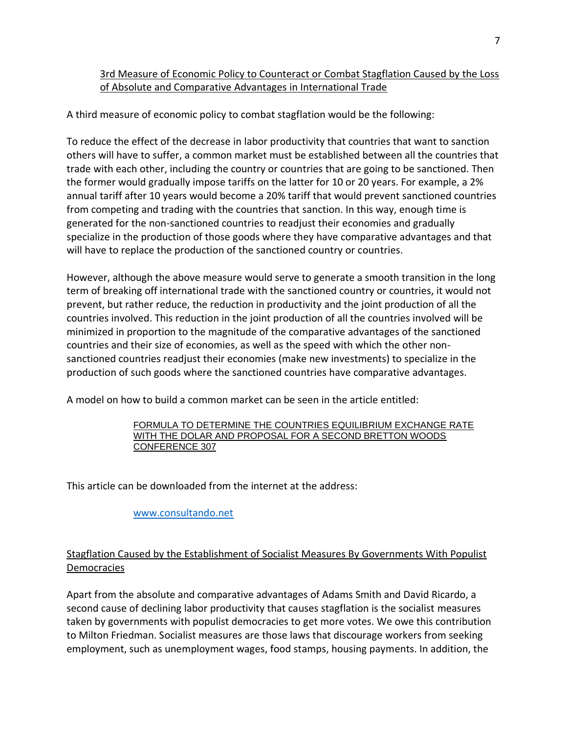## 3rd Measure of Economic Policy to Counteract or Combat Stagflation Caused by the Loss of Absolute and Comparative Advantages in International Trade

A third measure of economic policy to combat stagflation would be the following:

To reduce the effect of the decrease in labor productivity that countries that want to sanction others will have to suffer, a common market must be established between all the countries that trade with each other, including the country or countries that are going to be sanctioned. Then the former would gradually impose tariffs on the latter for 10 or 20 years. For example, a 2% annual tariff after 10 years would become a 20% tariff that would prevent sanctioned countries from competing and trading with the countries that sanction. In this way, enough time is generated for the non-sanctioned countries to readjust their economies and gradually specialize in the production of those goods where they have comparative advantages and that will have to replace the production of the sanctioned country or countries.

However, although the above measure would serve to generate a smooth transition in the long term of breaking off international trade with the sanctioned country or countries, it would not prevent, but rather reduce, the reduction in productivity and the joint production of all the countries involved. This reduction in the joint production of all the countries involved will be minimized in proportion to the magnitude of the comparative advantages of the sanctioned countries and their size of economies, as well as the speed with which the other non-sanctioned countries readjust their economies (make new investments) to specialize in the production of such goods where the sanctioned countries have comparative advantages.

A model on how to build a common market can be seen in the article entitled:

> FORMULA TO DETERMINE THE COUNTRIES EQUILIBRIUM EXCHANGE RATE WITH THE DOLAR AND PROPOSAL FOR A SECOND BRETTON WOODS CONFERENCE 307

This article can be downloaded from the internet at the address:

> www.consultando.net

## Stagflation Caused by the Establishment of Socialist Measures By Governments With Populist Democracies

Apart from the absolute and comparative advantages of Adams Smith and David Ricardo, a second cause of declining labor productivity that causes stagflation is the socialist measures taken by governments with populist democracies to get more votes. We owe this contribution to Milton Friedman. Socialist measures are those laws that discourage workers from seeking employment, such as unemployment wages, food stamps, housing payments. In addition, the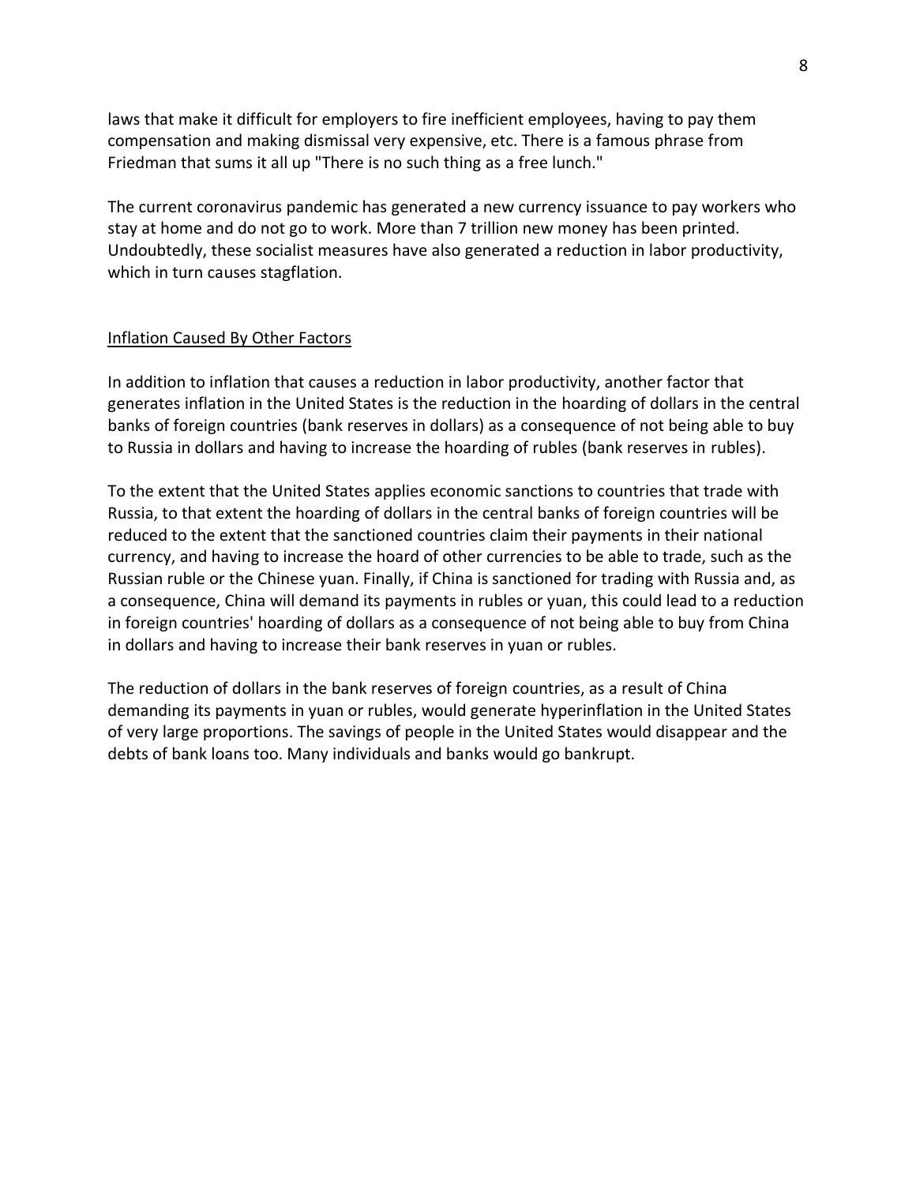laws that make it difficult for employers to fire inefficient employees, having to pay them compensation and making dismissal very expensive, etc. There is a famous phrase from Friedman that sums it all up "There is no such thing as a free lunch."

The current coronavirus pandemic has generated a new currency issuance to pay workers who stay at home and do not go to work. More than 7 trillion new money has been printed. Undoubtedly, these socialist measures have also generated a reduction in labor productivity, which in turn causes stagflation.

## Inflation Caused By Other Factors

In addition to inflation that causes a reduction in labor productivity, another factor that generates inflation in the United States is the reduction in the hoarding of dollars in the central banks of foreign countries (bank reserves in dollars) as a consequence of not being able to buy to Russia in dollars and having to increase the hoarding of rubles (bank reserves in rubles).

To the extent that the United States applies economic sanctions to countries that trade with Russia, to that extent the hoarding of dollars in the central banks of foreign countries will be reduced to the extent that the sanctioned countries claim their payments in their national currency, and having to increase the hoard of other currencies to be able to trade, such as the Russian ruble or the Chinese yuan. Finally, if China is sanctioned for trading with Russia and, as a consequence, China will demand its payments in rubles or yuan, this could lead to a reduction in foreign countries' hoarding of dollars as a consequence of not being able to buy from China in dollars and having to increase their bank reserves in yuan or rubles.

The reduction of dollars in the bank reserves of foreign countries, as a result of China demanding its payments in yuan or rubles, would generate hyperinflation in the United States of very large proportions. The savings of people in the United States would disappear and the debts of bank loans too. Many individuals and banks would go bankrupt.